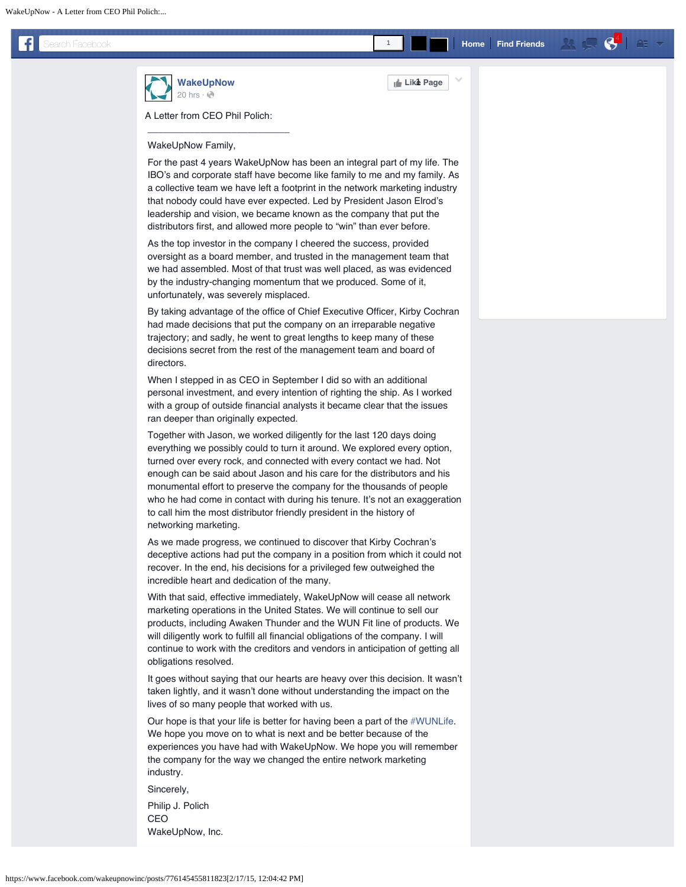**WakeUpNow**
20 hrs ·

A Letter from CEO Phil Polich:

---

WakeUpNow Family,

For the past 4 years WakeUpNow has been an integral part of my life. The IBO's and corporate staff have become like family to me and my family. As a collective team we have left a footprint in the network marketing industry that nobody could have ever expected. Led by President Jason Elrod's leadership and vision, we became known as the company that put the distributors first, and allowed more people to "win" than ever before.

As the top investor in the company I cheered the success, provided oversight as a board member, and trusted in the management team that we had assembled. Most of that trust was well placed, as was evidenced by the industry-changing momentum that we produced. Some of it, unfortunately, was severely misplaced.

By taking advantage of the office of Chief Executive Officer, Kirby Cochran had made decisions that put the company on an irreparable negative trajectory; and sadly, he went to great lengths to keep many of these decisions secret from the rest of the management team and board of directors.

When I stepped in as CEO in September I did so with an additional personal investment, and every intention of righting the ship. As I worked with a group of outside financial analysts it became clear that the issues ran deeper than originally expected.

Together with Jason, we worked diligently for the last 120 days doing everything we possibly could to turn it around. We explored every option, turned over every rock, and connected with every contact we had. Not enough can be said about Jason and his care for the distributors and his monumental effort to preserve the company for the thousands of people who he had come in contact with during his tenure. It's not an exaggeration to call him the most distributor friendly president in the history of networking marketing.

As we made progress, we continued to discover that Kirby Cochran's deceptive actions had put the company in a position from which it could not recover. In the end, his decisions for a privileged few outweighed the incredible heart and dedication of the many.

With that said, effective immediately, WakeUpNow will cease all network marketing operations in the United States. We will continue to sell our products, including Awaken Thunder and the WUN Fit line of products. We will diligently work to fulfill all financial obligations of the company. I will continue to work with the creditors and vendors in anticipation of getting all obligations resolved.

It goes without saying that our hearts are heavy over this decision. It wasn't taken lightly, and it wasn't done without understanding the impact on the lives of so many people that worked with us.

Our hope is that your life is better for having been a part of the #WUNLife. We hope you move on to what is next and be better because of the experiences you have had with WakeUpNow. We hope you will remember the company for the way we changed the entire network marketing industry.

Sincerely,

Philip J. Polich
CEO
WakeUpNow, Inc.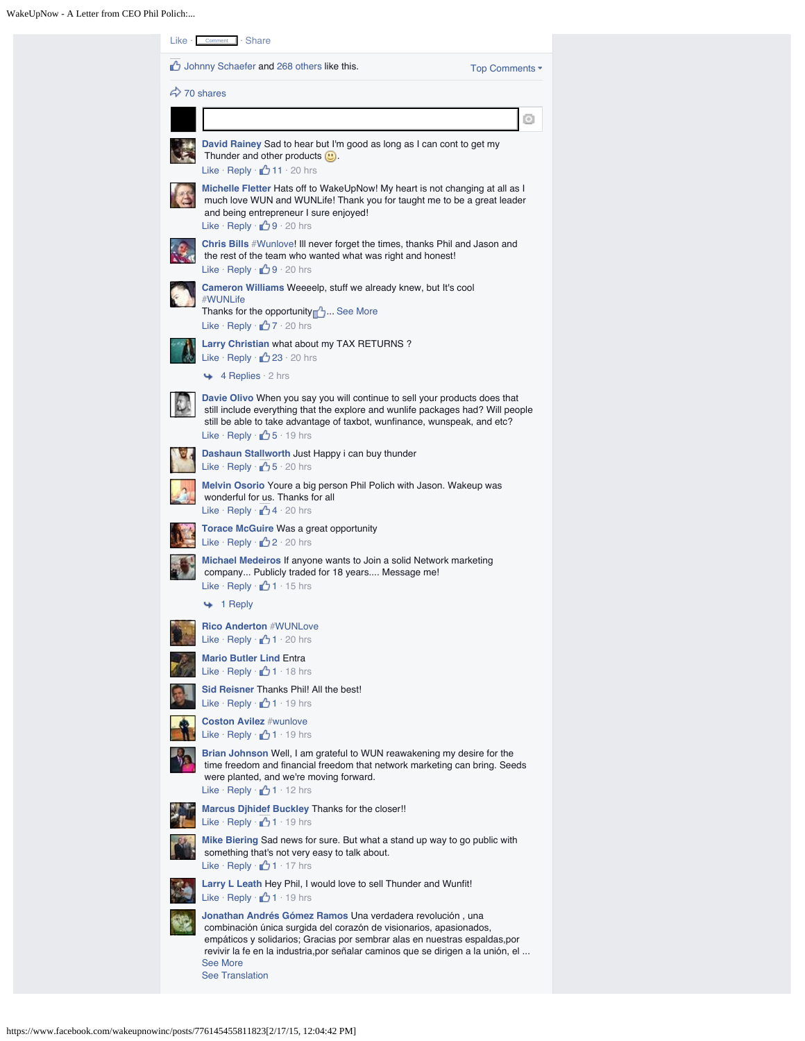Like · Comment · Share

Johnny Schaefer and 268 others like this.

Top Comments ▾

70 shares

**David Rainey** Sad to hear but I'm good as long as I can cont to get my Thunder and other products 🙂.
Like · Reply · 11 · 20 hrs

**Michelle Fletter** Hats off to WakeUpNow! My heart is not changing at all as I much love WUN and WUNLife! Thank you for taught me to be a great leader and being entrepreneur I sure enjoyed!
Like · Reply · 9 · 20 hrs

**Chris Bills** #Wunlove! Ill never forget the times, thanks Phil and Jason and the rest of the team who wanted what was right and honest!
Like · Reply · 9 · 20 hrs

**Cameron Williams** Weeeelp, stuff we already knew, but It's cool #WUNLife
Thanks for the opportunity... See More
Like · Reply · 7 · 20 hrs

**Larry Christian** what about my TAX RETURNS ?
Like · Reply · 23 · 20 hrs

4 Replies · 2 hrs

**Davie Olivo** When you say you will continue to sell your products does that still include everything that the explore and wunlife packages had? Will people still be able to take advantage of taxbot, wunfinance, wunspeak, and etc?
Like · Reply · 5 · 19 hrs

**Dashaun Stallworth** Just Happy i can buy thunder
Like · Reply · 5 · 20 hrs

**Melvin Osorio** Youre a big person Phil Polich with Jason. Wakeup was wonderful for us. Thanks for all
Like · Reply · 4 · 20 hrs

**Torace McGuire** Was a great opportunity
Like · Reply · 2 · 20 hrs

**Michael Medeiros** If anyone wants to Join a solid Network marketing company... Publicly traded for 18 years.... Message me!
Like · Reply · 1 · 15 hrs

1 Reply

**Rico Anderton** #WUNLove
Like · Reply · 1 · 20 hrs

**Mario Butler Lind** Entra
Like · Reply · 1 · 18 hrs

**Sid Reisner** Thanks Phil! All the best!
Like · Reply · 1 · 19 hrs

**Coston Avilez** #wunlove
Like · Reply · 1 · 19 hrs

**Brian Johnson** Well, I am grateful to WUN reawakening my desire for the time freedom and financial freedom that network marketing can bring. Seeds were planted, and we're moving forward.
Like · Reply · 1 · 12 hrs

**Marcus Djhidef Buckley** Thanks for the closer!!
Like · Reply · 1 · 19 hrs

**Mike Biering** Sad news for sure. But what a stand up way to go public with something that's not very easy to talk about.
Like · Reply · 1 · 17 hrs

**Larry L Leath** Hey Phil, I would love to sell Thunder and Wunfit!
Like · Reply · 1 · 19 hrs

**Jonathan Andrés Gómez Ramos** Una verdadera revolución , una combinación única surgida del corazón de visionarios, apasionados, empáticos y solidarios; Gracias por sembrar alas en nuestras espaldas,por revivir la fe en la industria,por señalar caminos que se dirigen a la unión, el ...
See More
See Translation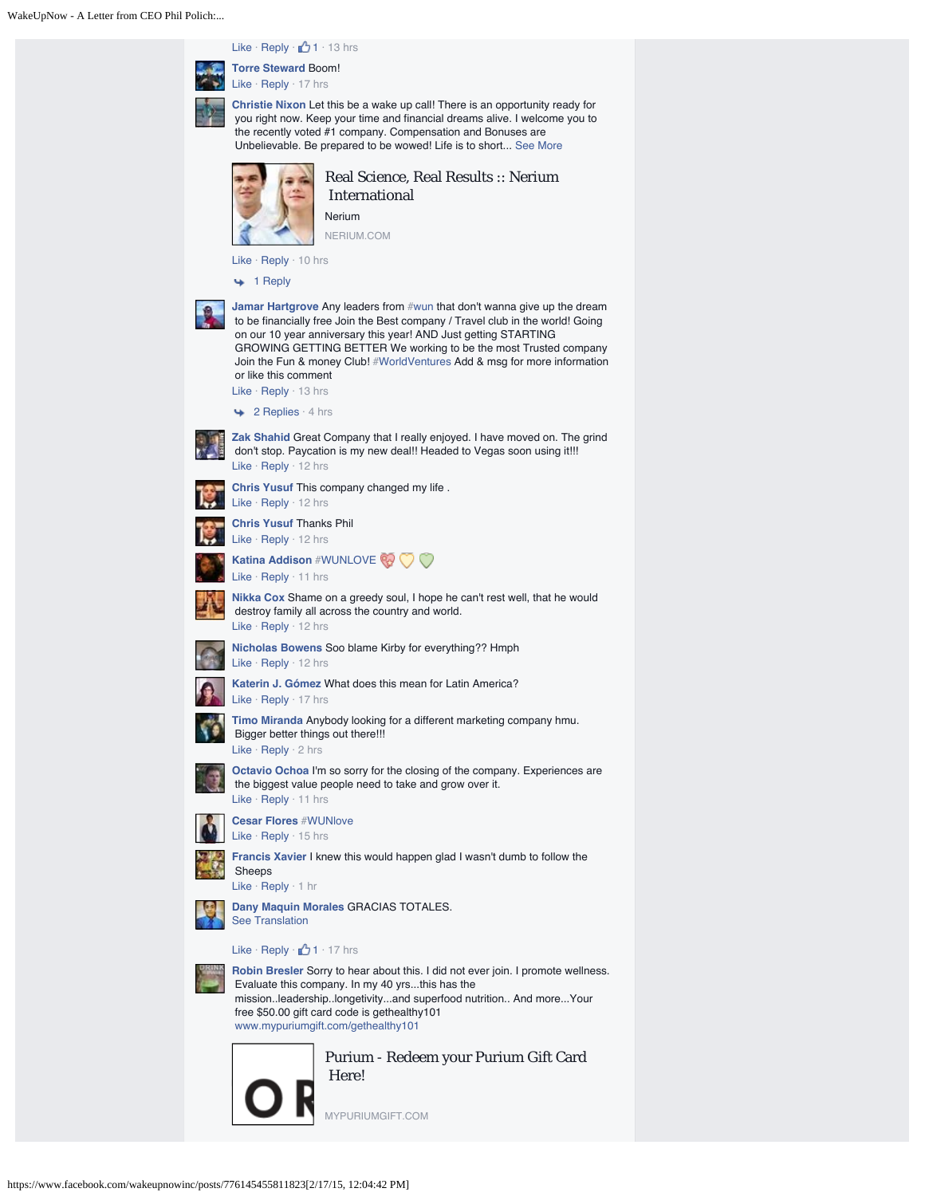Like · Reply · 1 · 13 hrs

**Torre Steward** Boom!
Like · Reply · 17 hrs

**Christie Nixon** Let this be a wake up call! There is an opportunity ready for you right now. Keep your time and financial dreams alive. I welcome you to the recently voted #1 company. Compensation and Bonuses are Unbelievable. Be prepared to be wowed! Life is to short... See More

Real Science, Real Results :: Nerium International
Nerium
NERIUM.COM

Like · Reply · 10 hrs

1 Reply

**Jamar Hartgrove** Any leaders from #wun that don't wanna give up the dream to be financially free Join the Best company / Travel club in the world! Going on our 10 year anniversary this year! AND Just getting STARTING GROWING GETTING BETTER We working to be the most Trusted company Join the Fun & money Club! #WorldVentures Add & msg for more information or like this comment
Like · Reply · 13 hrs

2 Replies · 4 hrs

**Zak Shahid** Great Company that I really enjoyed. I have moved on. The grind don't stop. Paycation is my new deal!! Headed to Vegas soon using it!!!
Like · Reply · 12 hrs

**Chris Yusuf** This company changed my life .
Like · Reply · 12 hrs

**Chris Yusuf** Thanks Phil
Like · Reply · 12 hrs

**Katina Addison** #WUNLOVE
Like · Reply · 11 hrs

**Nikka Cox** Shame on a greedy soul, I hope he can't rest well, that he would destroy family all across the country and world.
Like · Reply · 12 hrs

**Nicholas Bowens** Soo blame Kirby for everything?? Hmph
Like · Reply · 12 hrs

**Katerin J. Gómez** What does this mean for Latin America?
Like · Reply · 17 hrs

**Timo Miranda** Anybody looking for a different marketing company hmu. Bigger better things out there!!!
Like · Reply · 2 hrs

**Octavio Ochoa** I'm so sorry for the closing of the company. Experiences are the biggest value people need to take and grow over it.
Like · Reply · 11 hrs

**Cesar Flores** #WUNlove
Like · Reply · 15 hrs

**Francis Xavier** I knew this would happen glad I wasn't dumb to follow the Sheeps
Like · Reply · 1 hr

**Dany Maquin Morales** GRACIAS TOTALES.
See Translation

Like · Reply · 1 · 17 hrs

**Robin Bresler** Sorry to hear about this. I did not ever join. I promote wellness. Evaluate this company. In my 40 yrs...this has the mission..leadership..longetivity...and superfood nutrition.. And more...Your free $50.00 gift card code is gethealthy101
www.mypuriumgift.com/gethealthy101

Purium - Redeem your Purium Gift Card Here!
MYPURIUMGIFT.COM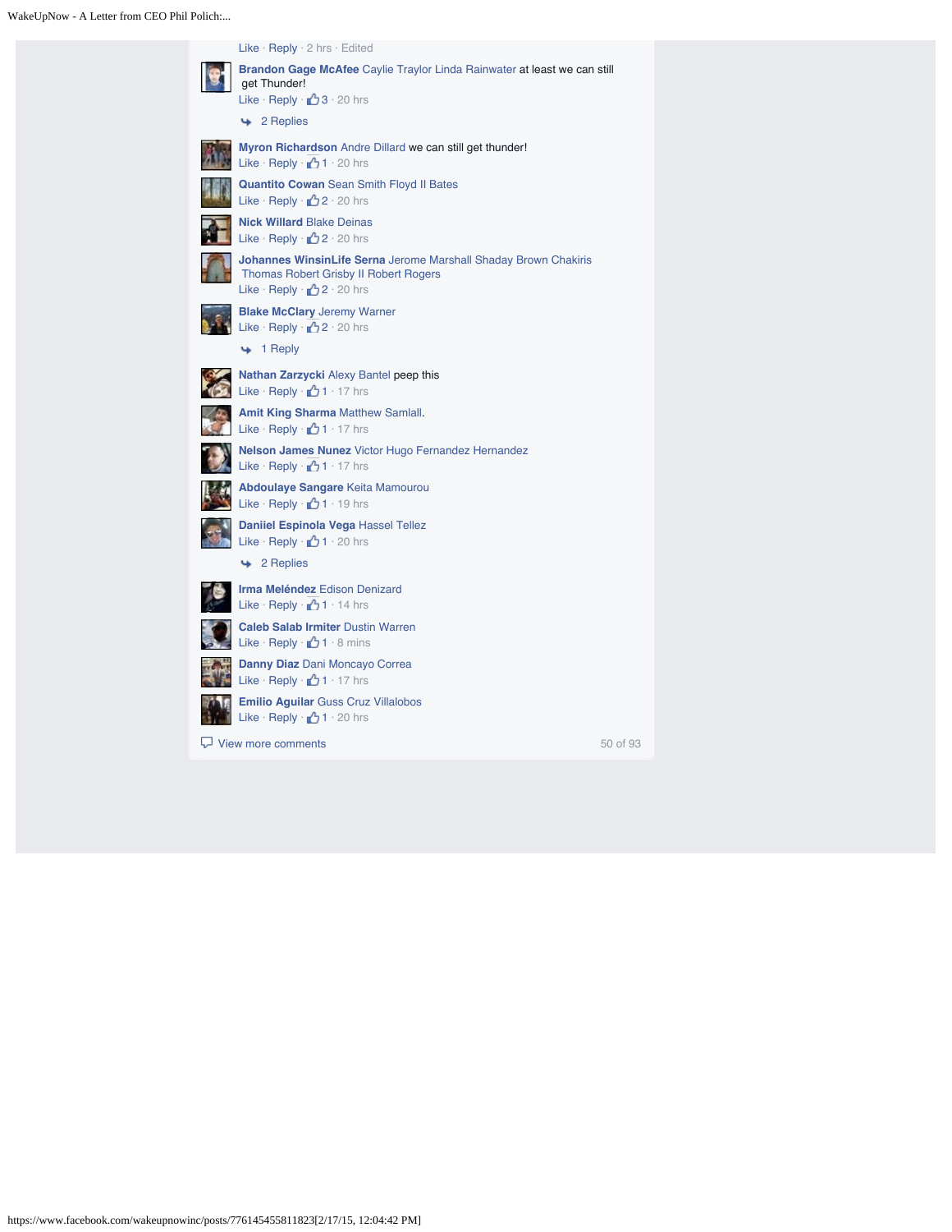Like · Reply · 2 hrs · Edited

**Brandon Gage McAfee** Caylie Traylor Linda Rainwater at least we can still get Thunder!
Like · Reply · 3 · 20 hrs

2 Replies

**Myron Richardson** Andre Dillard we can still get thunder!
Like · Reply · 1 · 20 hrs

**Quantito Cowan** Sean Smith Floyd II Bates
Like · Reply · 2 · 20 hrs

**Nick Willard** Blake Deinas
Like · Reply · 2 · 20 hrs

**Johannes WinsinLife Serna** Jerome Marshall Shaday Brown Chakiris Thomas Robert Grisby II Robert Rogers
Like · Reply · 2 · 20 hrs

**Blake McClary** Jeremy Warner
Like · Reply · 2 · 20 hrs

1 Reply

**Nathan Zarzycki** Alexy Bantel peep this
Like · Reply · 1 · 17 hrs

**Amit King Sharma** Matthew Samlall.
Like · Reply · 1 · 17 hrs

**Nelson James Nunez** Victor Hugo Fernandez Hernandez
Like · Reply · 1 · 17 hrs

**Abdoulaye Sangare** Keita Mamourou
Like · Reply · 1 · 19 hrs

**Daniiel Espinola Vega** Hassel Tellez
Like · Reply · 1 · 20 hrs

2 Replies

**Irma Meléndez** Edison Denizard
Like · Reply · 1 · 14 hrs

**Caleb Salab Irmiter** Dustin Warren
Like · Reply · 1 · 8 mins

**Danny Diaz** Dani Moncayo Correa
Like · Reply · 1 · 17 hrs

**Emilio Aguilar** Guss Cruz Villalobos
Like · Reply · 1 · 20 hrs

View more comments 50 of 93